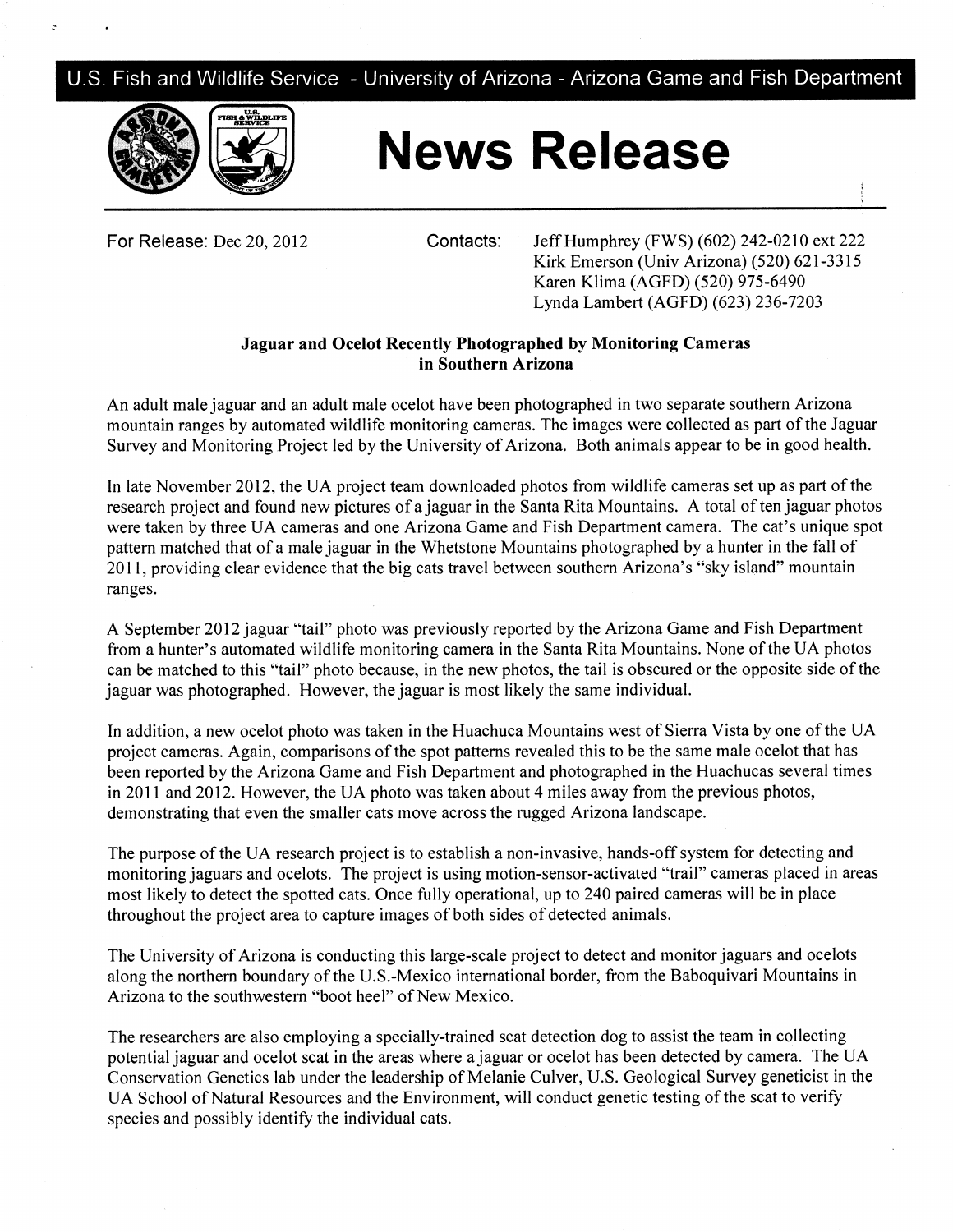U.S. Fish and Wildlife Service - University of Arizona - Arizona Game and Fish Department

# News Release

For Release: Dec 20, 2012

Contacts: Jeff Humphrey (FWS) (602) 242-0210 ext 222
Kirk Emerson (Univ Arizona) (520) 621-3315
Karen Klima (AGFD) (520) 975-6490
Lynda Lambert (AGFD) (623) 236-7203

## Jaguar and Ocelot Recently Photographed by Monitoring Cameras in Southern Arizona

An adult male jaguar and an adult male ocelot have been photographed in two separate southern Arizona mountain ranges by automated wildlife monitoring cameras. The images were collected as part of the Jaguar Survey and Monitoring Project led by the University of Arizona. Both animals appear to be in good health.

In late November 2012, the UA project team downloaded photos from wildlife cameras set up as part of the research project and found new pictures of a jaguar in the Santa Rita Mountains. A total of ten jaguar photos were taken by three UA cameras and one Arizona Game and Fish Department camera. The cat's unique spot pattern matched that of a male jaguar in the Whetstone Mountains photographed by a hunter in the fall of 2011, providing clear evidence that the big cats travel between southern Arizona's "sky island" mountain ranges.

A September 2012 jaguar "tail" photo was previously reported by the Arizona Game and Fish Department from a hunter's automated wildlife monitoring camera in the Santa Rita Mountains. None of the UA photos can be matched to this "tail" photo because, in the new photos, the tail is obscured or the opposite side of the jaguar was photographed. However, the jaguar is most likely the same individual.

In addition, a new ocelot photo was taken in the Huachuca Mountains west of Sierra Vista by one of the UA project cameras. Again, comparisons of the spot patterns revealed this to be the same male ocelot that has been reported by the Arizona Game and Fish Department and photographed in the Huachucas several times in 2011 and 2012. However, the UA photo was taken about 4 miles away from the previous photos, demonstrating that even the smaller cats move across the rugged Arizona landscape.

The purpose of the UA research project is to establish a non-invasive, hands-off system for detecting and monitoring jaguars and ocelots. The project is using motion-sensor-activated "trail" cameras placed in areas most likely to detect the spotted cats. Once fully operational, up to 240 paired cameras will be in place throughout the project area to capture images of both sides of detected animals.

The University of Arizona is conducting this large-scale project to detect and monitor jaguars and ocelots along the northern boundary of the U.S.-Mexico international border, from the Baboquivari Mountains in Arizona to the southwestern "boot heel" of New Mexico.

The researchers are also employing a specially-trained scat detection dog to assist the team in collecting potential jaguar and ocelot scat in the areas where a jaguar or ocelot has been detected by camera. The UA Conservation Genetics lab under the leadership of Melanie Culver, U.S. Geological Survey geneticist in the UA School of Natural Resources and the Environment, will conduct genetic testing of the scat to verify species and possibly identify the individual cats.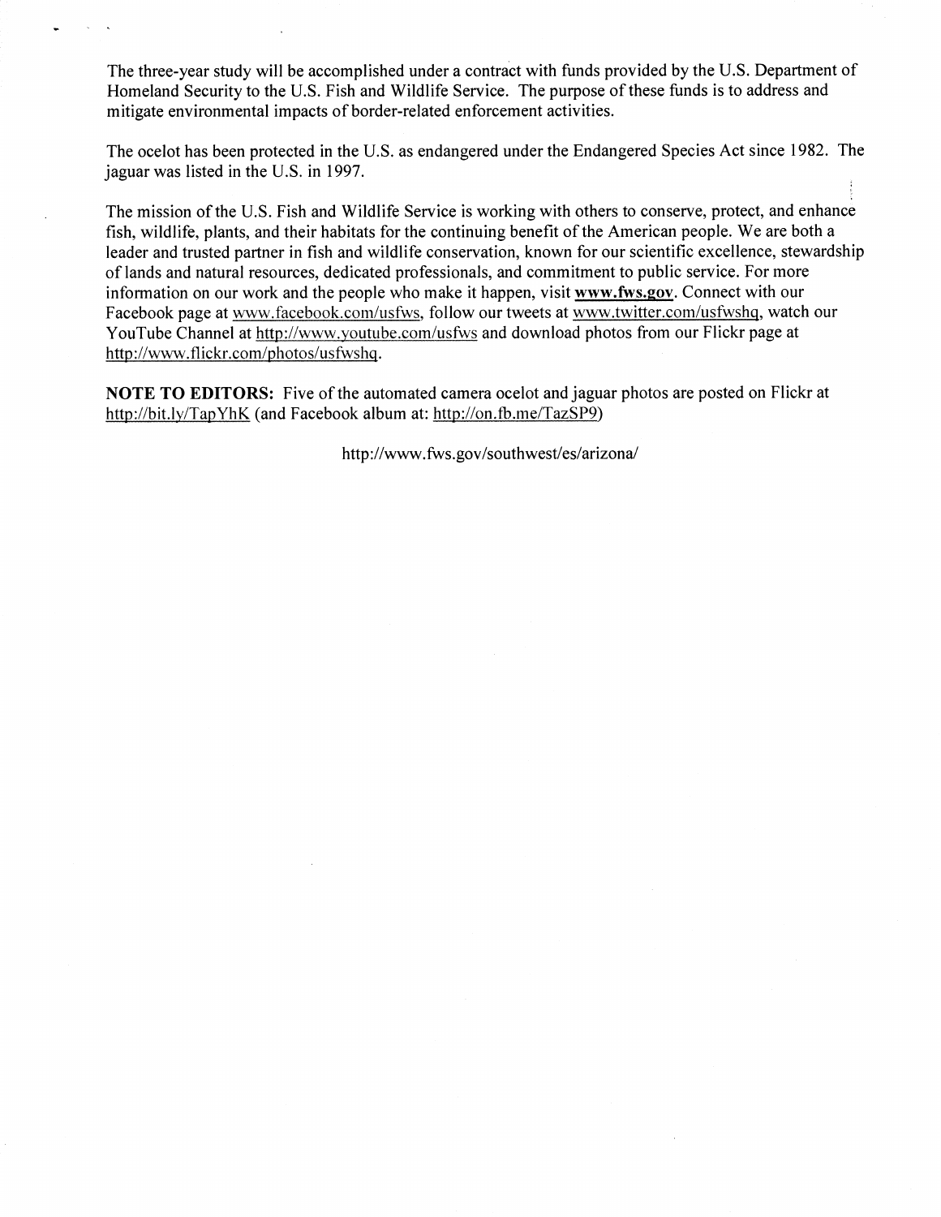The three-year study will be accomplished under a contract with funds provided by the U.S. Department of Homeland Security to the U.S. Fish and Wildlife Service. The purpose of these funds is to address and mitigate environmental impacts of border-related enforcement activities.

The ocelot has been protected in the U.S. as endangered under the Endangered Species Act since 1982. The jaguar was listed in the U.S. in 1997.

The mission of the U.S. Fish and Wildlife Service is working with others to conserve, protect, and enhance fish, wildlife, plants, and their habitats for the continuing benefit of the American people. We are both a leader and trusted partner in fish and wildlife conservation, known for our scientific excellence, stewardship of lands and natural resources, dedicated professionals, and commitment to public service. For more information on our work and the people who make it happen, visit **www.fws.gov**. Connect with our Facebook page at www.facebook.com/usfws, follow our tweets at www.twitter.com/usfwshq, watch our YouTube Channel at http://www.youtube.com/usfws and download photos from our Flickr page at http://www.flickr.com/photos/usfwshq.

**NOTE TO EDITORS:** Five of the automated camera ocelot and jaguar photos are posted on Flickr at http://bit.ly/TapYhK (and Facebook album at: http://on.fb.me/TazSP9)

http://www.fws.gov/southwest/es/arizona/